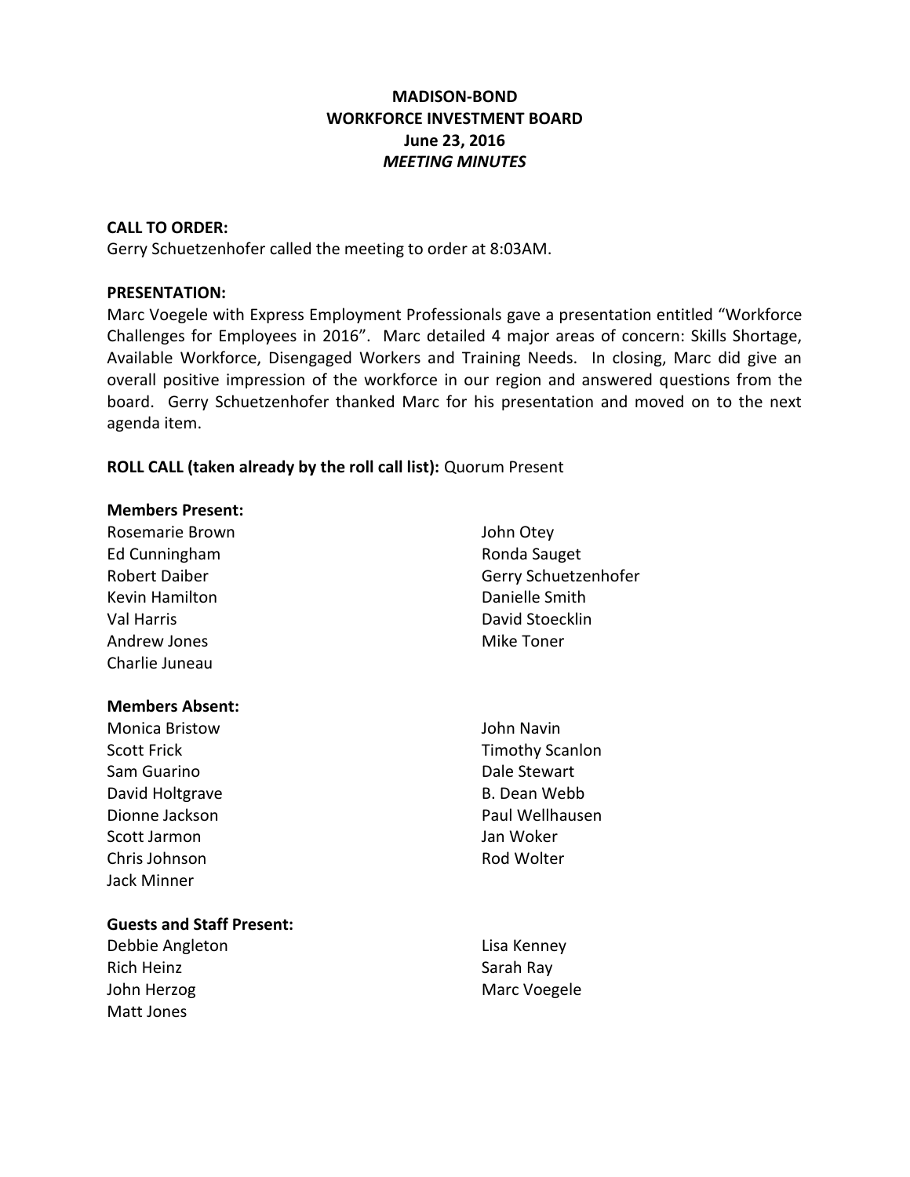# MADISON-BOND
## WORKFORCE INVESTMENT BOARD
### June 23, 2016
### *MEETING MINUTES*

**CALL TO ORDER:**
Gerry Schuetzenhofer called the meeting to order at 8:03AM.

**PRESENTATION:**
Marc Voegele with Express Employment Professionals gave a presentation entitled "Workforce Challenges for Employees in 2016". Marc detailed 4 major areas of concern: Skills Shortage, Available Workforce, Disengaged Workers and Training Needs. In closing, Marc did give an overall positive impression of the workforce in our region and answered questions from the board. Gerry Schuetzenhofer thanked Marc for his presentation and moved on to the next agenda item.

**ROLL CALL (taken already by the roll call list):** Quorum Present

**Members Present:**

Rosemarie Brown
Ed Cunningham
Robert Daiber
Kevin Hamilton
Val Harris
Andrew Jones
Charlie Juneau
John Otey
Ronda Sauget
Gerry Schuetzenhofer
Danielle Smith
David Stoecklin
Mike Toner

**Members Absent:**

Monica Bristow
Scott Frick
Sam Guarino
David Holtgrave
Dionne Jackson
Scott Jarmon
Chris Johnson
Jack Minner
John Navin
Timothy Scanlon
Dale Stewart
B. Dean Webb
Paul Wellhausen
Jan Woker
Rod Wolter

**Guests and Staff Present:**

Debbie Angleton
Rich Heinz
John Herzog
Matt Jones
Lisa Kenney
Sarah Ray
Marc Voegele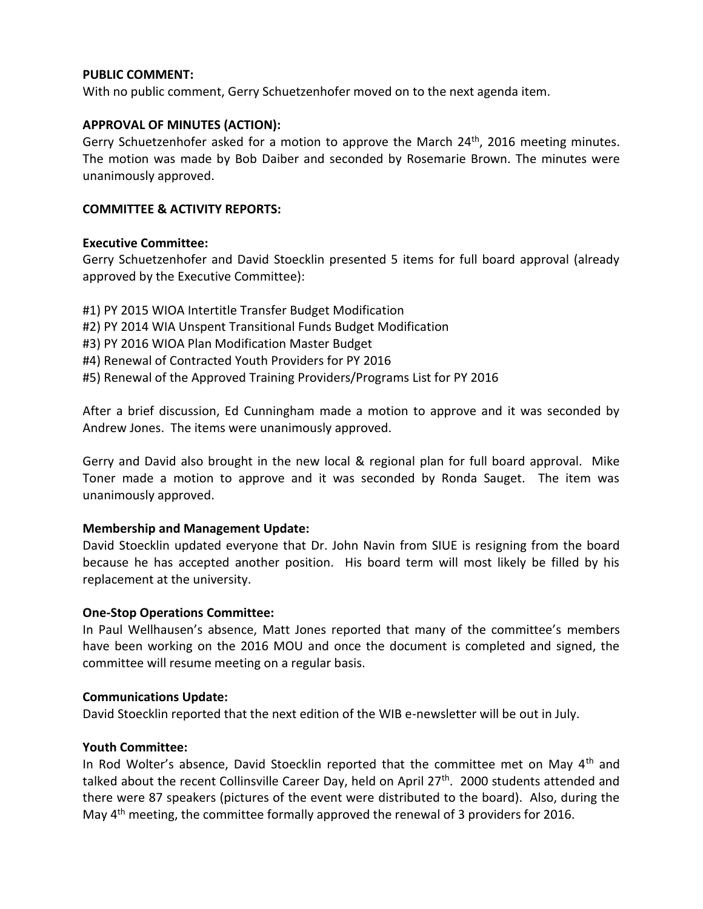**PUBLIC COMMENT:**
With no public comment, Gerry Schuetzenhofer moved on to the next agenda item.

**APPROVAL OF MINUTES (ACTION):**
Gerry Schuetzenhofer asked for a motion to approve the March 24th, 2016 meeting minutes. The motion was made by Bob Daiber and seconded by Rosemarie Brown. The minutes were unanimously approved.

**COMMITTEE & ACTIVITY REPORTS:**

**Executive Committee:**
Gerry Schuetzenhofer and David Stoecklin presented 5 items for full board approval (already approved by the Executive Committee):

#1) PY 2015 WIOA Intertitle Transfer Budget Modification
#2) PY 2014 WIA Unspent Transitional Funds Budget Modification
#3) PY 2016 WIOA Plan Modification Master Budget
#4) Renewal of Contracted Youth Providers for PY 2016
#5) Renewal of the Approved Training Providers/Programs List for PY 2016

After a brief discussion, Ed Cunningham made a motion to approve and it was seconded by Andrew Jones. The items were unanimously approved.

Gerry and David also brought in the new local & regional plan for full board approval. Mike Toner made a motion to approve and it was seconded by Ronda Sauget. The item was unanimously approved.

**Membership and Management Update:**
David Stoecklin updated everyone that Dr. John Navin from SIUE is resigning from the board because he has accepted another position. His board term will most likely be filled by his replacement at the university.

**One-Stop Operations Committee:**
In Paul Wellhausen's absence, Matt Jones reported that many of the committee's members have been working on the 2016 MOU and once the document is completed and signed, the committee will resume meeting on a regular basis.

**Communications Update:**
David Stoecklin reported that the next edition of the WIB e-newsletter will be out in July.

**Youth Committee:**
In Rod Wolter's absence, David Stoecklin reported that the committee met on May 4th and talked about the recent Collinsville Career Day, held on April 27th. 2000 students attended and there were 87 speakers (pictures of the event were distributed to the board). Also, during the May 4th meeting, the committee formally approved the renewal of 3 providers for 2016.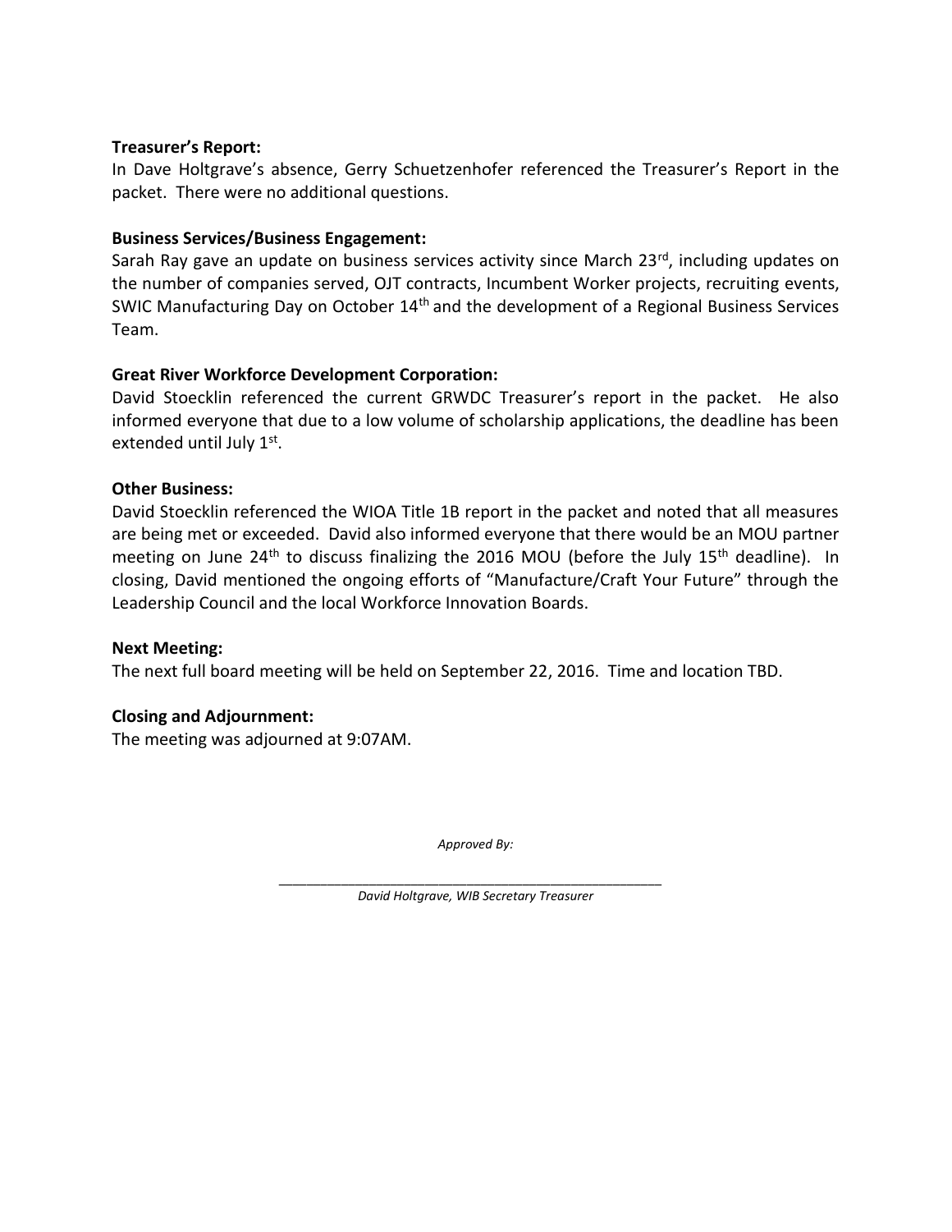**Treasurer's Report:**
In Dave Holtgrave's absence, Gerry Schuetzenhofer referenced the Treasurer's Report in the packet. There were no additional questions.

**Business Services/Business Engagement:**
Sarah Ray gave an update on business services activity since March 23rd, including updates on the number of companies served, OJT contracts, Incumbent Worker projects, recruiting events, SWIC Manufacturing Day on October 14th and the development of a Regional Business Services Team.

**Great River Workforce Development Corporation:**
David Stoecklin referenced the current GRWDC Treasurer's report in the packet. He also informed everyone that due to a low volume of scholarship applications, the deadline has been extended until July 1st.

**Other Business:**
David Stoecklin referenced the WIOA Title 1B report in the packet and noted that all measures are being met or exceeded. David also informed everyone that there would be an MOU partner meeting on June 24th to discuss finalizing the 2016 MOU (before the July 15th deadline). In closing, David mentioned the ongoing efforts of "Manufacture/Craft Your Future" through the Leadership Council and the local Workforce Innovation Boards.

**Next Meeting:**
The next full board meeting will be held on September 22, 2016. Time and location TBD.

**Closing and Adjournment:**
The meeting was adjourned at 9:07AM.

*Approved By:*

\_\_\_\_\_\_\_\_\_\_\_\_\_\_\_\_\_\_\_\_\_\_\_\_\_\_\_\_\_\_\_\_\_\_\_\_\_\_\_\_\_\_\_\_\_\_\_\_

*David Holtgrave, WIB Secretary Treasurer*